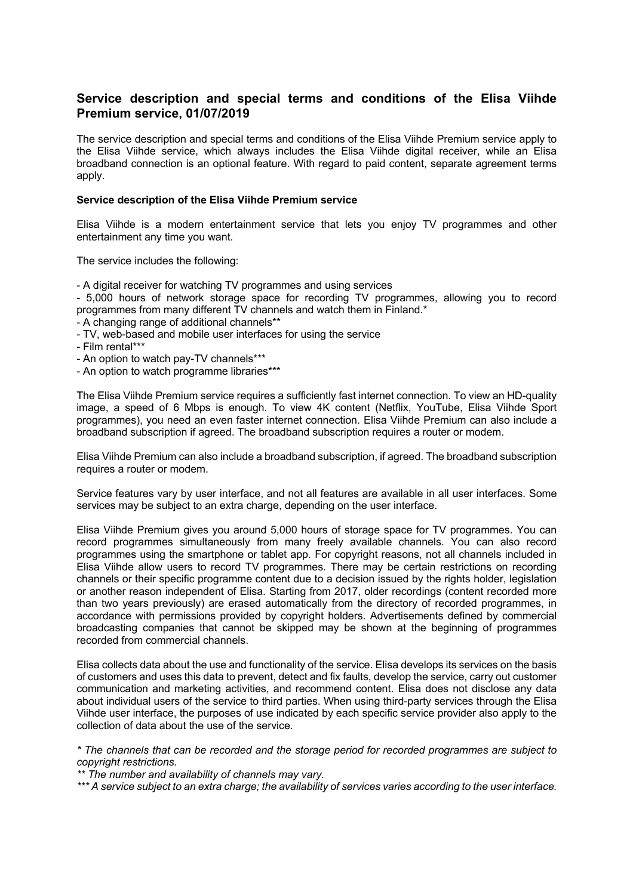# Service description and special terms and conditions of the Elisa Viihde Premium service, 01/07/2019

The service description and special terms and conditions of the Elisa Viihde Premium service apply to the Elisa Viihde service, which always includes the Elisa Viihde digital receiver, while an Elisa broadband connection is an optional feature. With regard to paid content, separate agreement terms apply.

**Service description of the Elisa Viihde Premium service**

Elisa Viihde is a modern entertainment service that lets you enjoy TV programmes and other entertainment any time you want.

The service includes the following:

- A digital receiver for watching TV programmes and using services
- 5,000 hours of network storage space for recording TV programmes, allowing you to record programmes from many different TV channels and watch them in Finland.*
- A changing range of additional channels**
- TV, web-based and mobile user interfaces for using the service
- Film rental***
- An option to watch pay-TV channels***
- An option to watch programme libraries***

The Elisa Viihde Premium service requires a sufficiently fast internet connection. To view an HD-quality image, a speed of 6 Mbps is enough. To view 4K content (Netflix, YouTube, Elisa Viihde Sport programmes), you need an even faster internet connection. Elisa Viihde Premium can also include a broadband subscription if agreed. The broadband subscription requires a router or modem.

Elisa Viihde Premium can also include a broadband subscription, if agreed. The broadband subscription requires a router or modem.

Service features vary by user interface, and not all features are available in all user interfaces. Some services may be subject to an extra charge, depending on the user interface.

Elisa Viihde Premium gives you around 5,000 hours of storage space for TV programmes. You can record programmes simultaneously from many freely available channels. You can also record programmes using the smartphone or tablet app. For copyright reasons, not all channels included in Elisa Viihde allow users to record TV programmes. There may be certain restrictions on recording channels or their specific programme content due to a decision issued by the rights holder, legislation or another reason independent of Elisa. Starting from 2017, older recordings (content recorded more than two years previously) are erased automatically from the directory of recorded programmes, in accordance with permissions provided by copyright holders. Advertisements defined by commercial broadcasting companies that cannot be skipped may be shown at the beginning of programmes recorded from commercial channels.

Elisa collects data about the use and functionality of the service. Elisa develops its services on the basis of customers and uses this data to prevent, detect and fix faults, develop the service, carry out customer communication and marketing activities, and recommend content. Elisa does not disclose any data about individual users of the service to third parties. When using third-party services through the Elisa Viihde user interface, the purposes of use indicated by each specific service provider also apply to the collection of data about the use of the service.

*\* The channels that can be recorded and the storage period for recorded programmes are subject to copyright restrictions.*

*\*\* The number and availability of channels may vary.*

*\*\*\* A service subject to an extra charge; the availability of services varies according to the user interface.*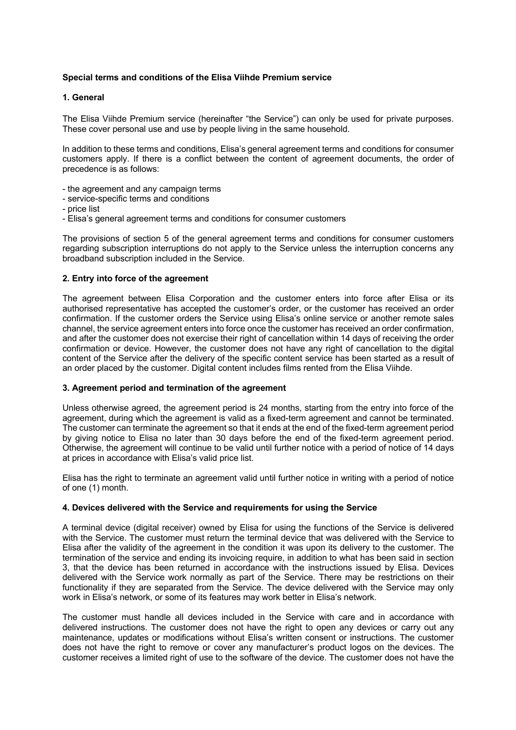**Special terms and conditions of the Elisa Viihde Premium service**

**1. General**

The Elisa Viihde Premium service (hereinafter "the Service") can only be used for private purposes. These cover personal use and use by people living in the same household.

In addition to these terms and conditions, Elisa's general agreement terms and conditions for consumer customers apply. If there is a conflict between the content of agreement documents, the order of precedence is as follows:

- the agreement and any campaign terms
- service-specific terms and conditions
- price list
- Elisa's general agreement terms and conditions for consumer customers

The provisions of section 5 of the general agreement terms and conditions for consumer customers regarding subscription interruptions do not apply to the Service unless the interruption concerns any broadband subscription included in the Service.

**2. Entry into force of the agreement**

The agreement between Elisa Corporation and the customer enters into force after Elisa or its authorised representative has accepted the customer's order, or the customer has received an order confirmation. If the customer orders the Service using Elisa's online service or another remote sales channel, the service agreement enters into force once the customer has received an order confirmation, and after the customer does not exercise their right of cancellation within 14 days of receiving the order confirmation or device. However, the customer does not have any right of cancellation to the digital content of the Service after the delivery of the specific content service has been started as a result of an order placed by the customer. Digital content includes films rented from the Elisa Viihde.

**3. Agreement period and termination of the agreement**

Unless otherwise agreed, the agreement period is 24 months, starting from the entry into force of the agreement, during which the agreement is valid as a fixed-term agreement and cannot be terminated. The customer can terminate the agreement so that it ends at the end of the fixed-term agreement period by giving notice to Elisa no later than 30 days before the end of the fixed-term agreement period. Otherwise, the agreement will continue to be valid until further notice with a period of notice of 14 days at prices in accordance with Elisa's valid price list.

Elisa has the right to terminate an agreement valid until further notice in writing with a period of notice of one (1) month.

**4. Devices delivered with the Service and requirements for using the Service**

A terminal device (digital receiver) owned by Elisa for using the functions of the Service is delivered with the Service. The customer must return the terminal device that was delivered with the Service to Elisa after the validity of the agreement in the condition it was upon its delivery to the customer. The termination of the service and ending its invoicing require, in addition to what has been said in section 3, that the device has been returned in accordance with the instructions issued by Elisa. Devices delivered with the Service work normally as part of the Service. There may be restrictions on their functionality if they are separated from the Service. The device delivered with the Service may only work in Elisa's network, or some of its features may work better in Elisa's network.

The customer must handle all devices included in the Service with care and in accordance with delivered instructions. The customer does not have the right to open any devices or carry out any maintenance, updates or modifications without Elisa's written consent or instructions. The customer does not have the right to remove or cover any manufacturer's product logos on the devices. The customer receives a limited right of use to the software of the device. The customer does not have the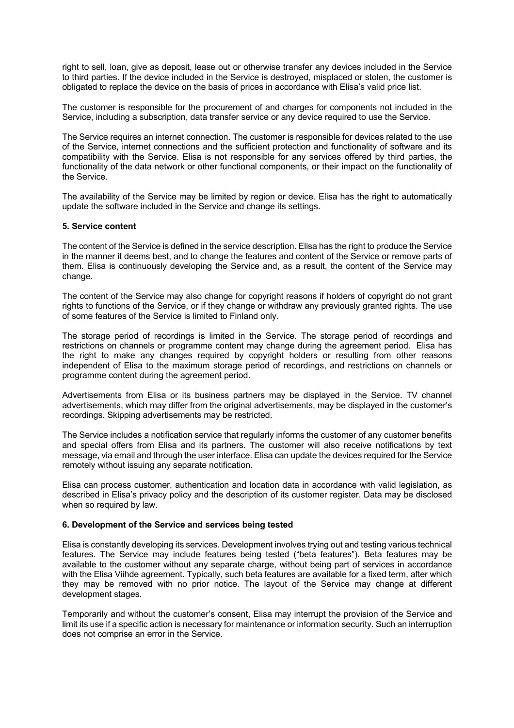right to sell, loan, give as deposit, lease out or otherwise transfer any devices included in the Service to third parties. If the device included in the Service is destroyed, misplaced or stolen, the customer is obligated to replace the device on the basis of prices in accordance with Elisa's valid price list.

The customer is responsible for the procurement of and charges for components not included in the Service, including a subscription, data transfer service or any device required to use the Service.

The Service requires an internet connection. The customer is responsible for devices related to the use of the Service, internet connections and the sufficient protection and functionality of software and its compatibility with the Service. Elisa is not responsible for any services offered by third parties, the functionality of the data network or other functional components, or their impact on the functionality of the Service.

The availability of the Service may be limited by region or device. Elisa has the right to automatically update the software included in the Service and change its settings.

**5. Service content**

The content of the Service is defined in the service description. Elisa has the right to produce the Service in the manner it deems best, and to change the features and content of the Service or remove parts of them. Elisa is continuously developing the Service and, as a result, the content of the Service may change.

The content of the Service may also change for copyright reasons if holders of copyright do not grant rights to functions of the Service, or if they change or withdraw any previously granted rights. The use of some features of the Service is limited to Finland only.

The storage period of recordings is limited in the Service. The storage period of recordings and restrictions on channels or programme content may change during the agreement period. Elisa has the right to make any changes required by copyright holders or resulting from other reasons independent of Elisa to the maximum storage period of recordings, and restrictions on channels or programme content during the agreement period.

Advertisements from Elisa or its business partners may be displayed in the Service. TV channel advertisements, which may differ from the original advertisements, may be displayed in the customer's recordings. Skipping advertisements may be restricted.

The Service includes a notification service that regularly informs the customer of any customer benefits and special offers from Elisa and its partners. The customer will also receive notifications by text message, via email and through the user interface. Elisa can update the devices required for the Service remotely without issuing any separate notification.

Elisa can process customer, authentication and location data in accordance with valid legislation, as described in Elisa's privacy policy and the description of its customer register. Data may be disclosed when so required by law.

**6. Development of the Service and services being tested**

Elisa is constantly developing its services. Development involves trying out and testing various technical features. The Service may include features being tested ("beta features"). Beta features may be available to the customer without any separate charge, without being part of services in accordance with the Elisa Viihde agreement. Typically, such beta features are available for a fixed term, after which they may be removed with no prior notice. The layout of the Service may change at different development stages.

Temporarily and without the customer's consent, Elisa may interrupt the provision of the Service and limit its use if a specific action is necessary for maintenance or information security. Such an interruption does not comprise an error in the Service.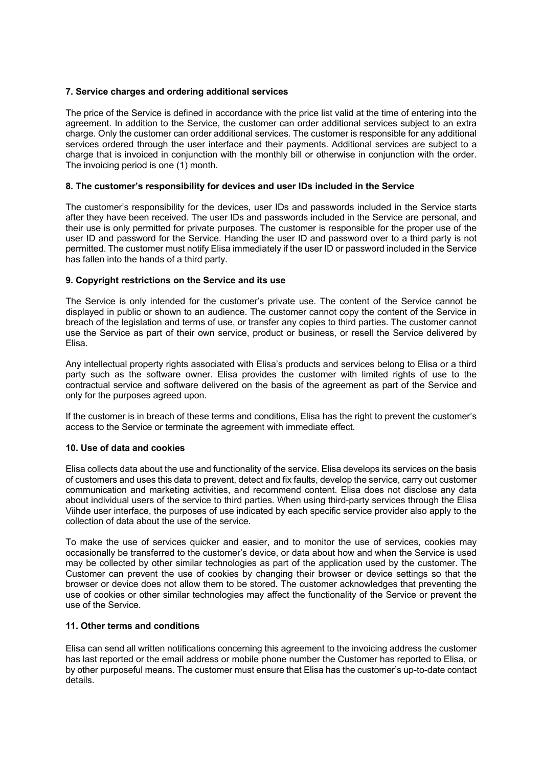### 7. Service charges and ordering additional services

The price of the Service is defined in accordance with the price list valid at the time of entering into the agreement. In addition to the Service, the customer can order additional services subject to an extra charge. Only the customer can order additional services. The customer is responsible for any additional services ordered through the user interface and their payments. Additional services are subject to a charge that is invoiced in conjunction with the monthly bill or otherwise in conjunction with the order. The invoicing period is one (1) month.

### 8. The customer's responsibility for devices and user IDs included in the Service

The customer's responsibility for the devices, user IDs and passwords included in the Service starts after they have been received. The user IDs and passwords included in the Service are personal, and their use is only permitted for private purposes. The customer is responsible for the proper use of the user ID and password for the Service. Handing the user ID and password over to a third party is not permitted. The customer must notify Elisa immediately if the user ID or password included in the Service has fallen into the hands of a third party.

### 9. Copyright restrictions on the Service and its use

The Service is only intended for the customer's private use. The content of the Service cannot be displayed in public or shown to an audience. The customer cannot copy the content of the Service in breach of the legislation and terms of use, or transfer any copies to third parties. The customer cannot use the Service as part of their own service, product or business, or resell the Service delivered by Elisa.

Any intellectual property rights associated with Elisa's products and services belong to Elisa or a third party such as the software owner. Elisa provides the customer with limited rights of use to the contractual service and software delivered on the basis of the agreement as part of the Service and only for the purposes agreed upon.

If the customer is in breach of these terms and conditions, Elisa has the right to prevent the customer's access to the Service or terminate the agreement with immediate effect.

### 10. Use of data and cookies

Elisa collects data about the use and functionality of the service. Elisa develops its services on the basis of customers and uses this data to prevent, detect and fix faults, develop the service, carry out customer communication and marketing activities, and recommend content. Elisa does not disclose any data about individual users of the service to third parties. When using third-party services through the Elisa Viihde user interface, the purposes of use indicated by each specific service provider also apply to the collection of data about the use of the service.

To make the use of services quicker and easier, and to monitor the use of services, cookies may occasionally be transferred to the customer's device, or data about how and when the Service is used may be collected by other similar technologies as part of the application used by the customer. The Customer can prevent the use of cookies by changing their browser or device settings so that the browser or device does not allow them to be stored. The customer acknowledges that preventing the use of cookies or other similar technologies may affect the functionality of the Service or prevent the use of the Service.

### 11. Other terms and conditions

Elisa can send all written notifications concerning this agreement to the invoicing address the customer has last reported or the email address or mobile phone number the Customer has reported to Elisa, or by other purposeful means. The customer must ensure that Elisa has the customer's up-to-date contact details.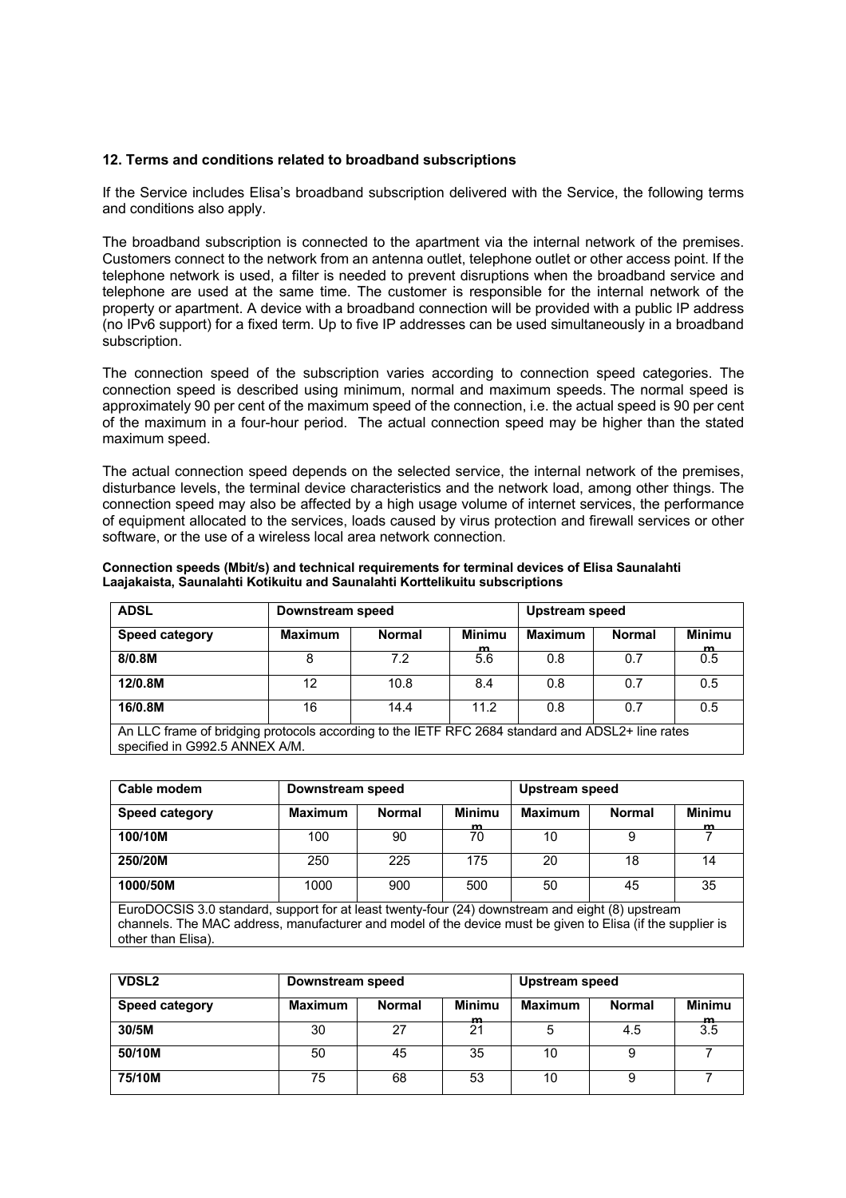### 12. Terms and conditions related to broadband subscriptions

If the Service includes Elisa's broadband subscription delivered with the Service, the following terms and conditions also apply.

The broadband subscription is connected to the apartment via the internal network of the premises. Customers connect to the network from an antenna outlet, telephone outlet or other access point. If the telephone network is used, a filter is needed to prevent disruptions when the broadband service and telephone are used at the same time. The customer is responsible for the internal network of the property or apartment. A device with a broadband connection will be provided with a public IP address (no IPv6 support) for a fixed term. Up to five IP addresses can be used simultaneously in a broadband subscription.

The connection speed of the subscription varies according to connection speed categories. The connection speed is described using minimum, normal and maximum speeds. The normal speed is approximately 90 per cent of the maximum speed of the connection, i.e. the actual speed is 90 per cent of the maximum in a four-hour period. The actual connection speed may be higher than the stated maximum speed.

The actual connection speed depends on the selected service, the internal network of the premises, disturbance levels, the terminal device characteristics and the network load, among other things. The connection speed may also be affected by a high usage volume of internet services, the performance of equipment allocated to the services, loads caused by virus protection and firewall services or other software, or the use of a wireless local area network connection.

**Connection speeds (Mbit/s) and technical requirements for terminal devices of Elisa Saunalahti Laajakaista, Saunalahti Kotikuitu and Saunalahti Korttelikuitu subscriptions**

| ADSL | Downstream speed | | | Upstream speed | | |
|---|---|---|---|---|---|---|
| **Speed category** | **Maximum** | **Normal** | **Minimum** | **Maximum** | **Normal** | **Minimum** |
| **8/0.8M** | 8 | 7.2 | 5.6 | 0.8 | 0.7 | 0.5 |
| **12/0.8M** | 12 | 10.8 | 8.4 | 0.8 | 0.7 | 0.5 |
| **16/0.8M** | 16 | 14.4 | 11.2 | 0.8 | 0.7 | 0.5 |
| An LLC frame of bridging protocols according to the IETF RFC 2684 standard and ADSL2+ line rates specified in G992.5 ANNEX A/M. | | | | | | |

| Cable modem | Downstream speed | | | Upstream speed | | |
|---|---|---|---|---|---|---|
| **Speed category** | **Maximum** | **Normal** | **Minimum** | **Maximum** | **Normal** | **Minimum** |
| **100/10M** | 100 | 90 | 70 | 10 | 9 | 7 |
| **250/20M** | 250 | 225 | 175 | 20 | 18 | 14 |
| **1000/50M** | 1000 | 900 | 500 | 50 | 45 | 35 |
| EuroDOCSIS 3.0 standard, support for at least twenty-four (24) downstream and eight (8) upstream channels. The MAC address, manufacturer and model of the device must be given to Elisa (if the supplier is other than Elisa). | | | | | | |

| VDSL2 | Downstream speed | | | Upstream speed | | |
|---|---|---|---|---|---|---|
| **Speed category** | **Maximum** | **Normal** | **Minimum** | **Maximum** | **Normal** | **Minimum** |
| **30/5M** | 30 | 27 | 21 | 5 | 4.5 | 3.5 |
| **50/10M** | 50 | 45 | 35 | 10 | 9 | 7 |
| **75/10M** | 75 | 68 | 53 | 10 | 9 | 7 |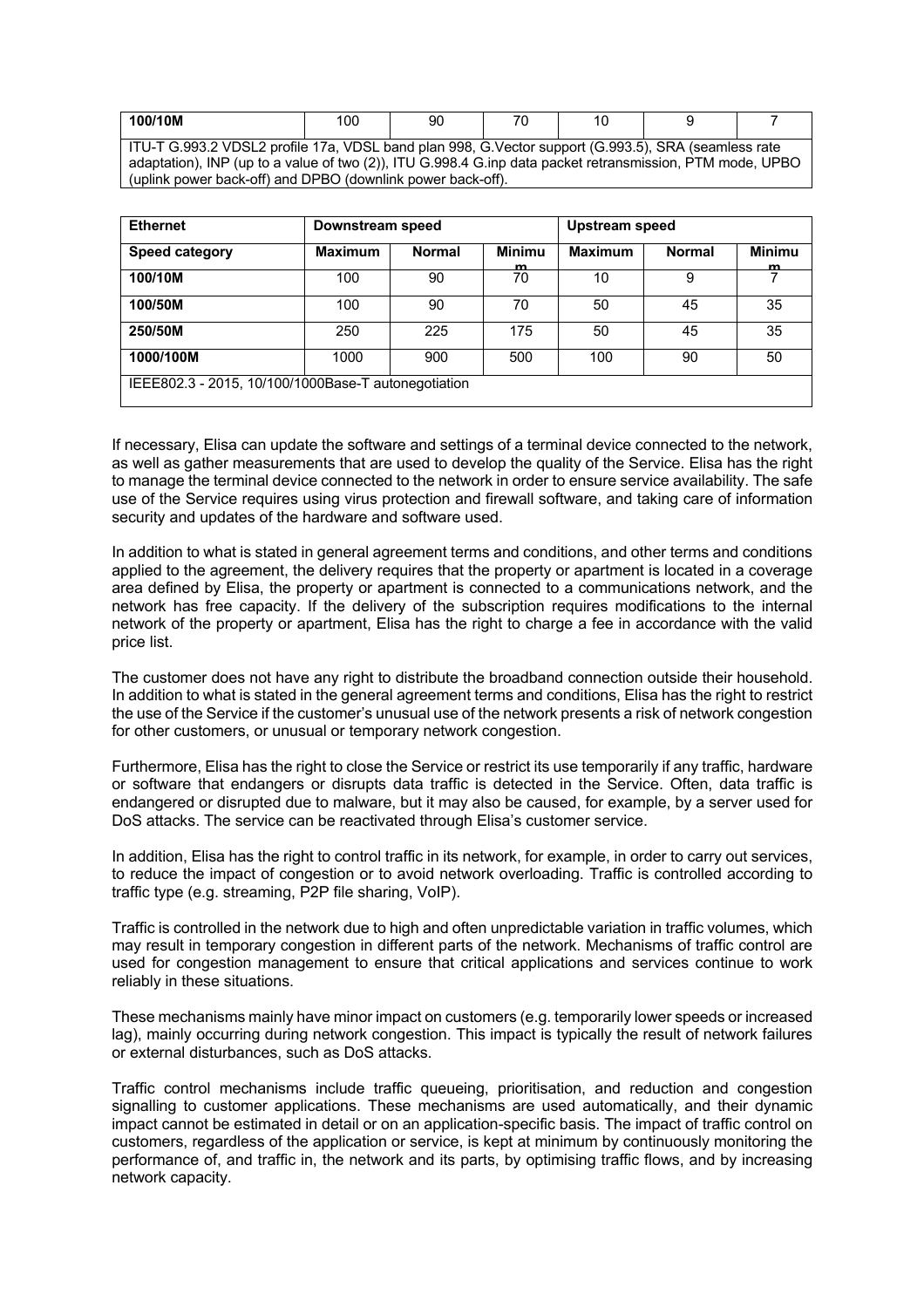| 100/10M | 100 | 90 | 70 | 10 | 9 | 7 |
|---|---|---|---|---|---|---|
| ITU-T G.993.2 VDSL2 profile 17a, VDSL band plan 998, G.Vector support (G.993.5), SRA (seamless rate adaptation), INP (up to a value of two (2)), ITU G.998.4 G.inp data packet retransmission, PTM mode, UPBO (uplink power back-off) and DPBO (downlink power back-off). | | | | | | |

| Ethernet | Downstream speed | | | Upstream speed | | |
|---|---|---|---|---|---|---|
| **Speed category** | **Maximum** | **Normal** | **Minimum** | **Maximum** | **Normal** | **Minimum** |
| **100/10M** | 100 | 90 | 70 | 10 | 9 | 7 |
| **100/50M** | 100 | 90 | 70 | 50 | 45 | 35 |
| **250/50M** | 250 | 225 | 175 | 50 | 45 | 35 |
| **1000/100M** | 1000 | 900 | 500 | 100 | 90 | 50 |
| IEEE802.3 - 2015, 10/100/1000Base-T autonegotiation | | | | | | |

If necessary, Elisa can update the software and settings of a terminal device connected to the network, as well as gather measurements that are used to develop the quality of the Service. Elisa has the right to manage the terminal device connected to the network in order to ensure service availability. The safe use of the Service requires using virus protection and firewall software, and taking care of information security and updates of the hardware and software used.

In addition to what is stated in general agreement terms and conditions, and other terms and conditions applied to the agreement, the delivery requires that the property or apartment is located in a coverage area defined by Elisa, the property or apartment is connected to a communications network, and the network has free capacity. If the delivery of the subscription requires modifications to the internal network of the property or apartment, Elisa has the right to charge a fee in accordance with the valid price list.

The customer does not have any right to distribute the broadband connection outside their household. In addition to what is stated in the general agreement terms and conditions, Elisa has the right to restrict the use of the Service if the customer's unusual use of the network presents a risk of network congestion for other customers, or unusual or temporary network congestion.

Furthermore, Elisa has the right to close the Service or restrict its use temporarily if any traffic, hardware or software that endangers or disrupts data traffic is detected in the Service. Often, data traffic is endangered or disrupted due to malware, but it may also be caused, for example, by a server used for DoS attacks. The service can be reactivated through Elisa's customer service.

In addition, Elisa has the right to control traffic in its network, for example, in order to carry out services, to reduce the impact of congestion or to avoid network overloading. Traffic is controlled according to traffic type (e.g. streaming, P2P file sharing, VoIP).

Traffic is controlled in the network due to high and often unpredictable variation in traffic volumes, which may result in temporary congestion in different parts of the network. Mechanisms of traffic control are used for congestion management to ensure that critical applications and services continue to work reliably in these situations.

These mechanisms mainly have minor impact on customers (e.g. temporarily lower speeds or increased lag), mainly occurring during network congestion. This impact is typically the result of network failures or external disturbances, such as DoS attacks.

Traffic control mechanisms include traffic queueing, prioritisation, and reduction and congestion signalling to customer applications. These mechanisms are used automatically, and their dynamic impact cannot be estimated in detail or on an application-specific basis. The impact of traffic control on customers, regardless of the application or service, is kept at minimum by continuously monitoring the performance of, and traffic in, the network and its parts, by optimising traffic flows, and by increasing network capacity.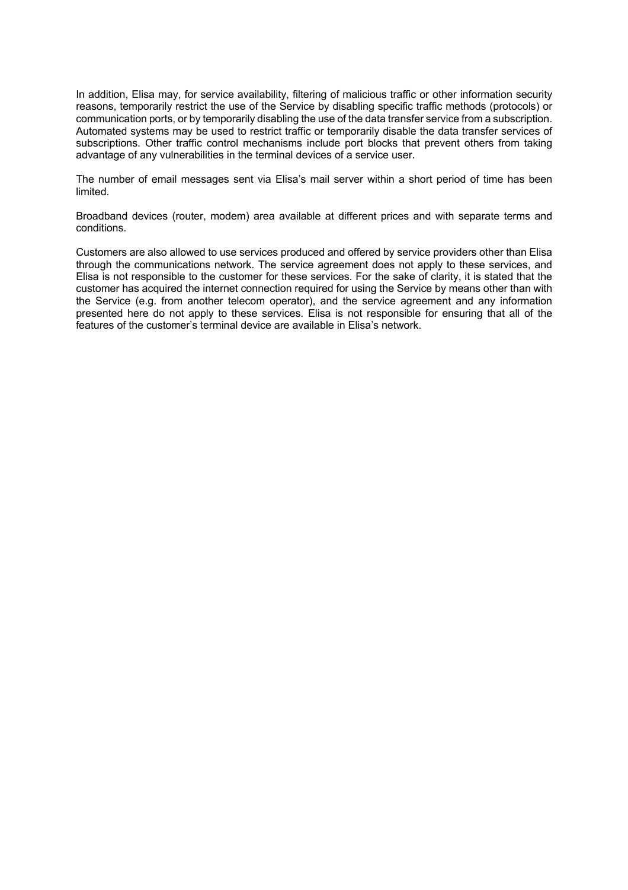In addition, Elisa may, for service availability, filtering of malicious traffic or other information security reasons, temporarily restrict the use of the Service by disabling specific traffic methods (protocols) or communication ports, or by temporarily disabling the use of the data transfer service from a subscription. Automated systems may be used to restrict traffic or temporarily disable the data transfer services of subscriptions. Other traffic control mechanisms include port blocks that prevent others from taking advantage of any vulnerabilities in the terminal devices of a service user.

The number of email messages sent via Elisa's mail server within a short period of time has been limited.

Broadband devices (router, modem) area available at different prices and with separate terms and conditions.

Customers are also allowed to use services produced and offered by service providers other than Elisa through the communications network. The service agreement does not apply to these services, and Elisa is not responsible to the customer for these services. For the sake of clarity, it is stated that the customer has acquired the internet connection required for using the Service by means other than with the Service (e.g. from another telecom operator), and the service agreement and any information presented here do not apply to these services. Elisa is not responsible for ensuring that all of the features of the customer's terminal device are available in Elisa's network.